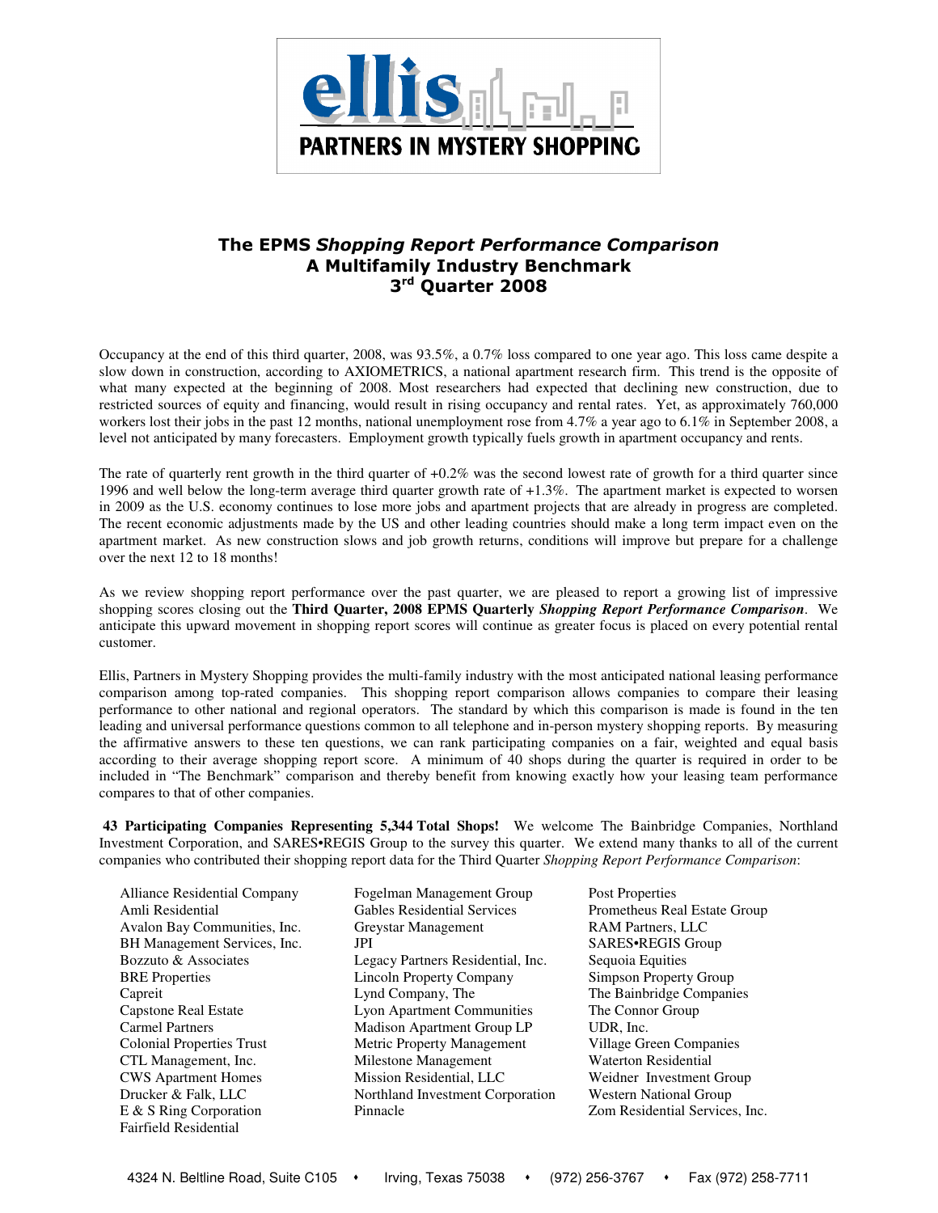**ellis**

**PARTNERS IN MYSTERY SHOPPING**

# The EPMS *Shopping Report Performance Comparison*
## A Multifamily Industry Benchmark
## 3rd Quarter 2008

Occupancy at the end of this third quarter, 2008, was 93.5%, a 0.7% loss compared to one year ago. This loss came despite a slow down in construction, according to AXIOMETRICS, a national apartment research firm. This trend is the opposite of what many expected at the beginning of 2008. Most researchers had expected that declining new construction, due to restricted sources of equity and financing, would result in rising occupancy and rental rates. Yet, as approximately 760,000 workers lost their jobs in the past 12 months, national unemployment rose from 4.7% a year ago to 6.1% in September 2008, a level not anticipated by many forecasters. Employment growth typically fuels growth in apartment occupancy and rents.

The rate of quarterly rent growth in the third quarter of +0.2% was the second lowest rate of growth for a third quarter since 1996 and well below the long-term average third quarter growth rate of +1.3%. The apartment market is expected to worsen in 2009 as the U.S. economy continues to lose more jobs and apartment projects that are already in progress are completed. The recent economic adjustments made by the US and other leading countries should make a long term impact even on the apartment market. As new construction slows and job growth returns, conditions will improve but prepare for a challenge over the next 12 to 18 months!

As we review shopping report performance over the past quarter, we are pleased to report a growing list of impressive shopping scores closing out the **Third Quarter, 2008 EPMS Quarterly** ***Shopping Report Performance Comparison***. We anticipate this upward movement in shopping report scores will continue as greater focus is placed on every potential rental customer.

Ellis, Partners in Mystery Shopping provides the multi-family industry with the most anticipated national leasing performance comparison among top-rated companies. This shopping report comparison allows companies to compare their leasing performance to other national and regional operators. The standard by which this comparison is made is found in the ten leading and universal performance questions common to all telephone and in-person mystery shopping reports. By measuring the affirmative answers to these ten questions, we can rank participating companies on a fair, weighted and equal basis according to their average shopping report score. A minimum of 40 shops during the quarter is required in order to be included in "The Benchmark" comparison and thereby benefit from knowing exactly how your leasing team performance compares to that of other companies.

**43 Participating Companies Representing 5,344 Total Shops!** We welcome The Bainbridge Companies, Northland Investment Corporation, and SARES•REGIS Group to the survey this quarter. We extend many thanks to all of the current companies who contributed their shopping report data for the Third Quarter *Shopping Report Performance Comparison*:

- Alliance Residential Company
- Amli Residential
- Avalon Bay Communities, Inc.
- BH Management Services, Inc.
- Bozzuto & Associates
- BRE Properties
- Capreit
- Capstone Real Estate
- Carmel Partners
- Colonial Properties Trust
- CTL Management, Inc.
- CWS Apartment Homes
- Drucker & Falk, LLC
- E & S Ring Corporation
- Fairfield Residential
- Fogelman Management Group
- Gables Residential Services
- Greystar Management
- JPI
- Legacy Partners Residential, Inc.
- Lincoln Property Company
- Lynd Company, The
- Lyon Apartment Communities
- Madison Apartment Group LP
- Metric Property Management
- Milestone Management
- Mission Residential, LLC
- Northland Investment Corporation
- Pinnacle
- Post Properties
- Prometheus Real Estate Group
- RAM Partners, LLC
- SARES•REGIS Group
- Sequoia Equities
- Simpson Property Group
- The Bainbridge Companies
- The Connor Group
- UDR, Inc.
- Village Green Companies
- Waterton Residential
- Weidner Investment Group
- Western National Group
- Zom Residential Services, Inc.

4324 N. Beltline Road, Suite C105 • Irving, Texas 75038 • (972) 256-3767 • Fax (972) 258-7711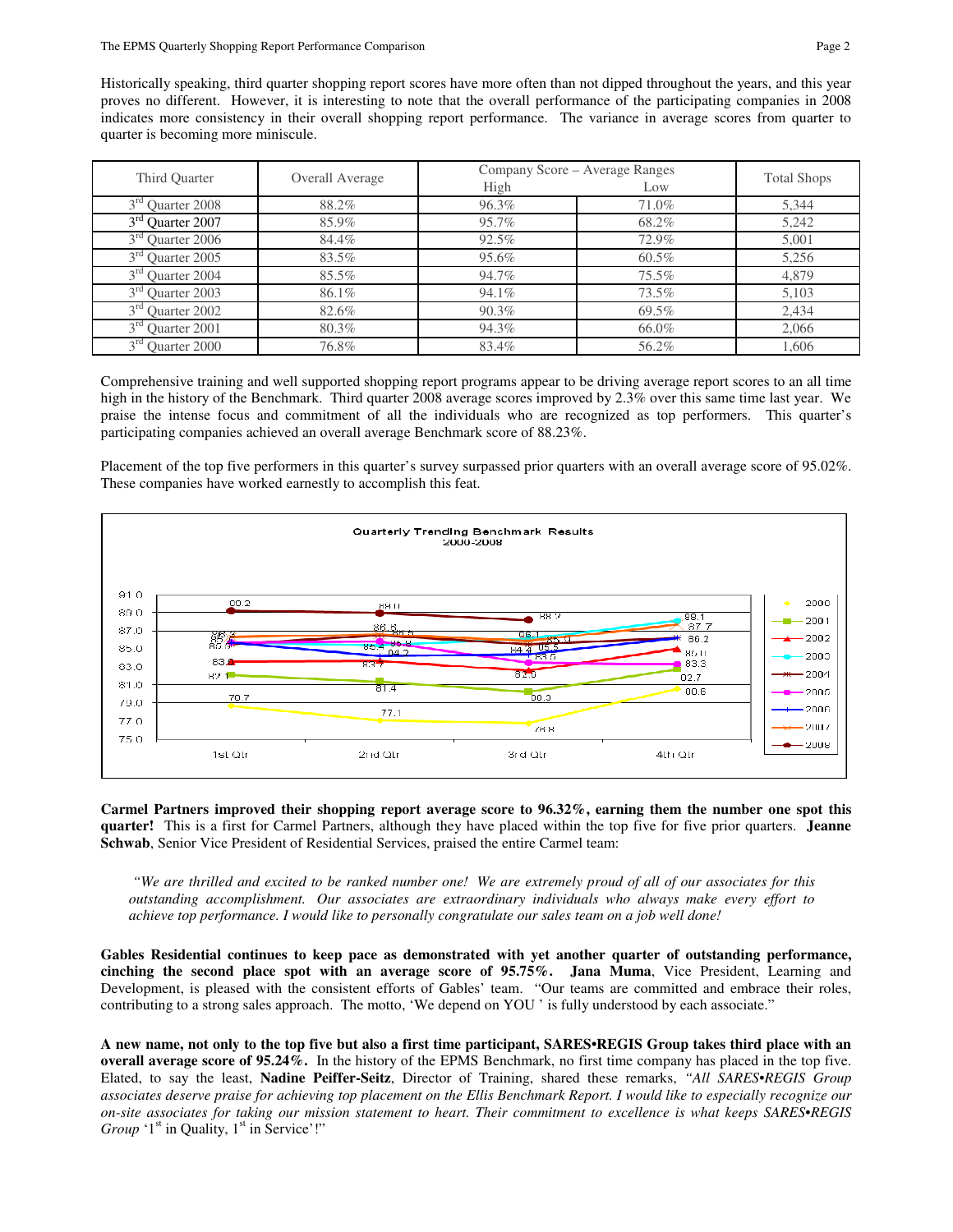Historically speaking, third quarter shopping report scores have more often than not dipped throughout the years, and this year proves no different. However, it is interesting to note that the overall performance of the participating companies in 2008 indicates more consistency in their overall shopping report performance. The variance in average scores from quarter to quarter is becoming more miniscule.

| Third Quarter | Overall Average | Company Score – Average Ranges | | Total Shops |
|---|---|---|---|---|
| | | High | Low | |
| 3rd Quarter 2008 | 88.2% | 96.3% | 71.0% | 5,344 |
| 3rd Quarter 2007 | 85.9% | 95.7% | 68.2% | 5,242 |
| 3rd Quarter 2006 | 84.4% | 92.5% | 72.9% | 5,001 |
| 3rd Quarter 2005 | 83.5% | 95.6% | 60.5% | 5,256 |
| 3rd Quarter 2004 | 85.5% | 94.7% | 75.5% | 4,879 |
| 3rd Quarter 2003 | 86.1% | 94.1% | 73.5% | 5,103 |
| 3rd Quarter 2002 | 82.6% | 90.3% | 69.5% | 2,434 |
| 3rd Quarter 2001 | 80.3% | 94.3% | 66.0% | 2,066 |
| 3rd Quarter 2000 | 76.8% | 83.4% | 56.2% | 1,606 |

Comprehensive training and well supported shopping report programs appear to be driving average report scores to an all time high in the history of the Benchmark. Third quarter 2008 average scores improved by 2.3% over this same time last year. We praise the intense focus and commitment of all the individuals who are recognized as top performers. This quarter's participating companies achieved an overall average Benchmark score of 88.23%.

Placement of the top five performers in this quarter's survey surpassed prior quarters with an overall average score of 95.02%. These companies have worked earnestly to accomplish this feat.

**Quarterly Trending Benchmark Results 2000-2008**

**Carmel Partners improved their shopping report average score to 96.32%, earning them the number one spot this quarter!** This is a first for Carmel Partners, although they have placed within the top five for five prior quarters. **Jeanne Schwab**, Senior Vice President of Residential Services, praised the entire Carmel team:

> *"We are thrilled and excited to be ranked number one! We are extremely proud of all of our associates for this outstanding accomplishment. Our associates are extraordinary individuals who always make every effort to achieve top performance. I would like to personally congratulate our sales team on a job well done!*

**Gables Residential continues to keep pace as demonstrated with yet another quarter of outstanding performance, cinching the second place spot with an average score of 95.75%.** **Jana Muma**, Vice President, Learning and Development, is pleased with the consistent efforts of Gables' team. "Our teams are committed and embrace their roles, contributing to a strong sales approach. The motto, 'We depend on YOU ' is fully understood by each associate."

**A new name, not only to the top five but also a first time participant, SARES•REGIS Group takes third place with an overall average score of 95.24%.** In the history of the EPMS Benchmark, no first time company has placed in the top five. Elated, to say the least, **Nadine Peiffer-Seitz**, Director of Training, shared these remarks, *"All SARES•REGIS Group associates deserve praise for achieving top placement on the Ellis Benchmark Report. I would like to especially recognize our on-site associates for taking our mission statement to heart. Their commitment to excellence is what keeps SARES•REGIS Group* '1st in Quality, 1st in Service'!"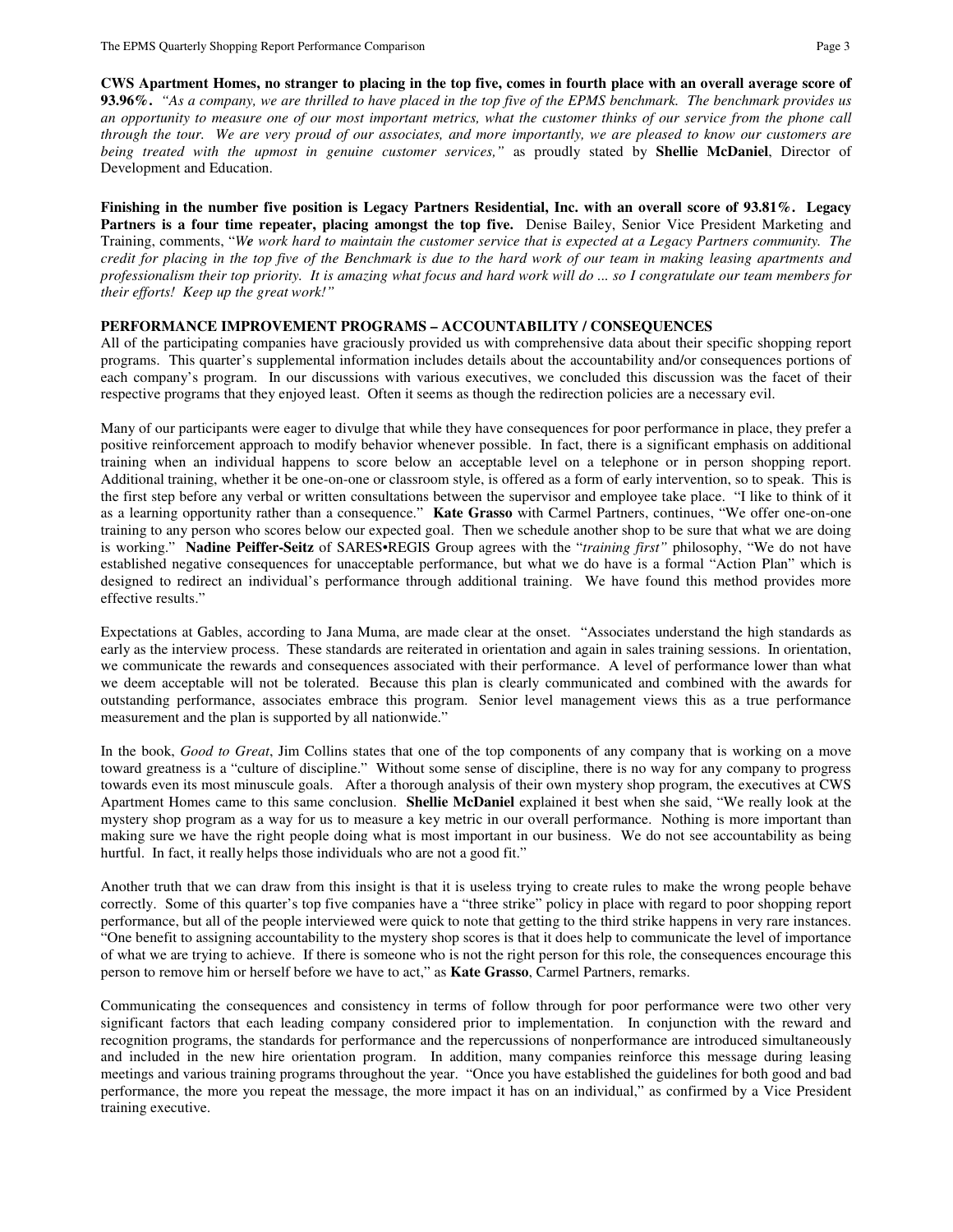**CWS Apartment Homes, no stranger to placing in the top five, comes in fourth place with an overall average score of 93.96%.** *"As a company, we are thrilled to have placed in the top five of the EPMS benchmark. The benchmark provides us an opportunity to measure one of our most important metrics, what the customer thinks of our service from the phone call through the tour. We are very proud of our associates, and more importantly, we are pleased to know our customers are being treated with the upmost in genuine customer services,"* as proudly stated by **Shellie McDaniel**, Director of Development and Education.

**Finishing in the number five position is Legacy Partners Residential, Inc. with an overall score of 93.81%. Legacy Partners is a four time repeater, placing amongst the top five.** Denise Bailey, Senior Vice President Marketing and Training, comments, "*We work hard to maintain the customer service that is expected at a Legacy Partners community. The credit for placing in the top five of the Benchmark is due to the hard work of our team in making leasing apartments and professionalism their top priority. It is amazing what focus and hard work will do ... so I congratulate our team members for their efforts! Keep up the great work!"*

**PERFORMANCE IMPROVEMENT PROGRAMS – ACCOUNTABILITY / CONSEQUENCES**

All of the participating companies have graciously provided us with comprehensive data about their specific shopping report programs. This quarter's supplemental information includes details about the accountability and/or consequences portions of each company's program. In our discussions with various executives, we concluded this discussion was the facet of their respective programs that they enjoyed least. Often it seems as though the redirection policies are a necessary evil.

Many of our participants were eager to divulge that while they have consequences for poor performance in place, they prefer a positive reinforcement approach to modify behavior whenever possible. In fact, there is a significant emphasis on additional training when an individual happens to score below an acceptable level on a telephone or in person shopping report. Additional training, whether it be one-on-one or classroom style, is offered as a form of early intervention, so to speak. This is the first step before any verbal or written consultations between the supervisor and employee take place. "I like to think of it as a learning opportunity rather than a consequence." **Kate Grasso** with Carmel Partners, continues, "We offer one-on-one training to any person who scores below our expected goal. Then we schedule another shop to be sure that what we are doing is working." **Nadine Peiffer-Seitz** of SARES•REGIS Group agrees with the "*training first"* philosophy, "We do not have established negative consequences for unacceptable performance, but what we do have is a formal "Action Plan" which is designed to redirect an individual's performance through additional training. We have found this method provides more effective results."

Expectations at Gables, according to Jana Muma, are made clear at the onset. "Associates understand the high standards as early as the interview process. These standards are reiterated in orientation and again in sales training sessions. In orientation, we communicate the rewards and consequences associated with their performance. A level of performance lower than what we deem acceptable will not be tolerated. Because this plan is clearly communicated and combined with the awards for outstanding performance, associates embrace this program. Senior level management views this as a true performance measurement and the plan is supported by all nationwide."

In the book, *Good to Great*, Jim Collins states that one of the top components of any company that is working on a move toward greatness is a "culture of discipline." Without some sense of discipline, there is no way for any company to progress towards even its most minuscule goals. After a thorough analysis of their own mystery shop program, the executives at CWS Apartment Homes came to this same conclusion. **Shellie McDaniel** explained it best when she said, "We really look at the mystery shop program as a way for us to measure a key metric in our overall performance. Nothing is more important than making sure we have the right people doing what is most important in our business. We do not see accountability as being hurtful. In fact, it really helps those individuals who are not a good fit."

Another truth that we can draw from this insight is that it is useless trying to create rules to make the wrong people behave correctly. Some of this quarter's top five companies have a "three strike" policy in place with regard to poor shopping report performance, but all of the people interviewed were quick to note that getting to the third strike happens in very rare instances. "One benefit to assigning accountability to the mystery shop scores is that it does help to communicate the level of importance of what we are trying to achieve. If there is someone who is not the right person for this role, the consequences encourage this person to remove him or herself before we have to act," as **Kate Grasso**, Carmel Partners, remarks.

Communicating the consequences and consistency in terms of follow through for poor performance were two other very significant factors that each leading company considered prior to implementation. In conjunction with the reward and recognition programs, the standards for performance and the repercussions of nonperformance are introduced simultaneously and included in the new hire orientation program. In addition, many companies reinforce this message during leasing meetings and various training programs throughout the year. "Once you have established the guidelines for both good and bad performance, the more you repeat the message, the more impact it has on an individual," as confirmed by a Vice President training executive.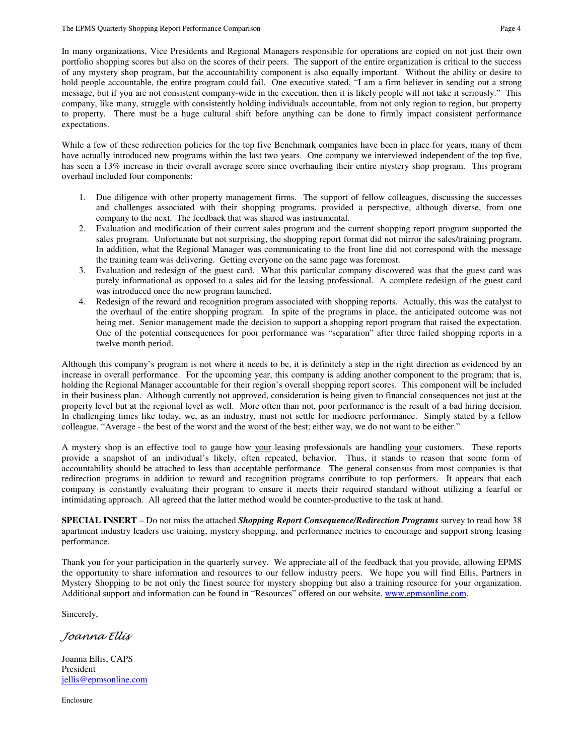In many organizations, Vice Presidents and Regional Managers responsible for operations are copied on not just their own portfolio shopping scores but also on the scores of their peers. The support of the entire organization is critical to the success of any mystery shop program, but the accountability component is also equally important. Without the ability or desire to hold people accountable, the entire program could fail. One executive stated, "I am a firm believer in sending out a strong message, but if you are not consistent company-wide in the execution, then it is likely people will not take it seriously." This company, like many, struggle with consistently holding individuals accountable, from not only region to region, but property to property. There must be a huge cultural shift before anything can be done to firmly impact consistent performance expectations.

While a few of these redirection policies for the top five Benchmark companies have been in place for years, many of them have actually introduced new programs within the last two years. One company we interviewed independent of the top five, has seen a 13% increase in their overall average score since overhauling their entire mystery shop program. This program overhaul included four components:

1. Due diligence with other property management firms. The support of fellow colleagues, discussing the successes and challenges associated with their shopping programs, provided a perspective, although diverse, from one company to the next. The feedback that was shared was instrumental.
2. Evaluation and modification of their current sales program and the current shopping report program supported the sales program. Unfortunate but not surprising, the shopping report format did not mirror the sales/training program. In addition, what the Regional Manager was communicating to the front line did not correspond with the message the training team was delivering. Getting everyone on the same page was foremost.
3. Evaluation and redesign of the guest card. What this particular company discovered was that the guest card was purely informational as opposed to a sales aid for the leasing professional. A complete redesign of the guest card was introduced once the new program launched.
4. Redesign of the reward and recognition program associated with shopping reports. Actually, this was the catalyst to the overhaul of the entire shopping program. In spite of the programs in place, the anticipated outcome was not being met. Senior management made the decision to support a shopping report program that raised the expectation. One of the potential consequences for poor performance was "separation" after three failed shopping reports in a twelve month period.

Although this company's program is not where it needs to be, it is definitely a step in the right direction as evidenced by an increase in overall performance. For the upcoming year, this company is adding another component to the program; that is, holding the Regional Manager accountable for their region's overall shopping report scores. This component will be included in their business plan. Although currently not approved, consideration is being given to financial consequences not just at the property level but at the regional level as well. More often than not, poor performance is the result of a bad hiring decision. In challenging times like today, we, as an industry, must not settle for mediocre performance. Simply stated by a fellow colleague, "Average - the best of the worst and the worst of the best; either way, we do not want to be either."

A mystery shop is an effective tool to gauge how <u>your</u> leasing professionals are handling <u>your</u> customers. These reports provide a snapshot of an individual's likely, often repeated, behavior. Thus, it stands to reason that some form of accountability should be attached to less than acceptable performance. The general consensus from most companies is that redirection programs in addition to reward and recognition programs contribute to top performers. It appears that each company is constantly evaluating their program to ensure it meets their required standard without utilizing a fearful or intimidating approach. All agreed that the latter method would be counter-productive to the task at hand.

**SPECIAL INSERT** – Do not miss the attached ***Shopping Report Consequence/Redirection Programs*** survey to read how 38 apartment industry leaders use training, mystery shopping, and performance metrics to encourage and support strong leasing performance.

Thank you for your participation in the quarterly survey. We appreciate all of the feedback that you provide, allowing EPMS the opportunity to share information and resources to our fellow industry peers. We hope you will find Ellis, Partners in Mystery Shopping to be not only the finest source for mystery shopping but also a training resource for your organization. Additional support and information can be found in "Resources" offered on our website, www.epmsonline.com.

Sincerely,

*Joanna Ellis*

Joanna Ellis, CAPS
President
jellis@epmsonline.com

Enclosure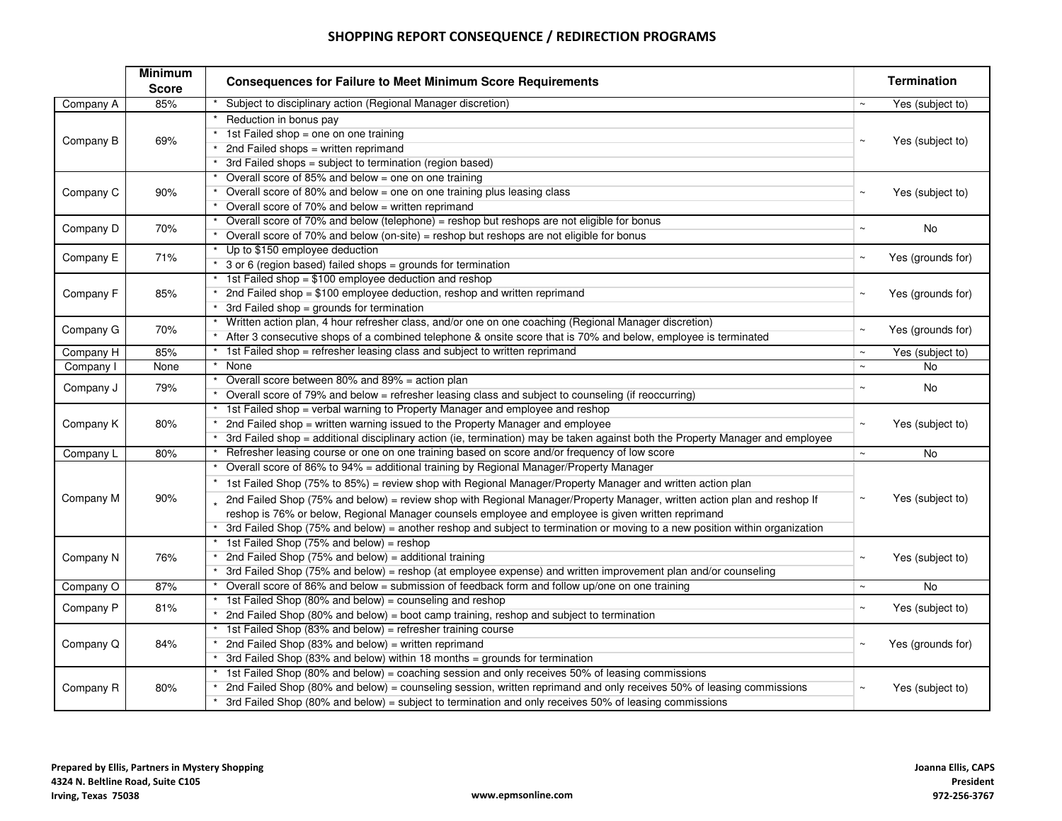# SHOPPING REPORT CONSEQUENCE / REDIRECTION PROGRAMS

| | Minimum Score | Consequences for Failure to Meet Minimum Score Requirements | Termination |
|---|---|---|---|
| Company A | 85% | * Subject to disciplinary action (Regional Manager discretion) | ~ Yes (subject to) |
| Company B | 69% | * Reduction in bonus pay<br>* 1st Failed shop = one on one training<br>* 2nd Failed shops = written reprimand<br>* 3rd Failed shops = subject to termination (region based) | ~ Yes (subject to) |
| Company C | 90% | * Overall score of 85% and below = one on one training<br>* Overall score of 80% and below = one on one training plus leasing class<br>* Overall score of 70% and below = written reprimand | ~ Yes (subject to) |
| Company D | 70% | * Overall score of 70% and below (telephone) = reshop but reshops are not eligible for bonus<br>* Overall score of 70% and below (on-site) = reshop but reshops are not eligible for bonus | ~ No |
| Company E | 71% | * Up to $150 employee deduction<br>* 3 or 6 (region based) failed shops = grounds for termination | ~ Yes (grounds for) |
| Company F | 85% | * 1st Failed shop = $100 employee deduction and reshop<br>* 2nd Failed shop = $100 employee deduction, reshop and written reprimand<br>* 3rd Failed shop = grounds for termination | ~ Yes (grounds for) |
| Company G | 70% | * Written action plan, 4 hour refresher class, and/or one on one coaching (Regional Manager discretion)<br>* After 3 consecutive shops of a combined telephone & onsite score that is 70% and below, employee is terminated | ~ Yes (grounds for) |
| Company H | 85% | * 1st Failed shop = refresher leasing class and subject to written reprimand | ~ Yes (subject to) |
| Company I | None | * None | ~ No |
| Company J | 79% | * Overall score between 80% and 89% = action plan<br>* Overall score of 79% and below = refresher leasing class and subject to counseling (if reoccurring) | ~ No |
| Company K | 80% | * 1st Failed shop = verbal warning to Property Manager and employee and reshop<br>* 2nd Failed shop = written warning issued to the Property Manager and employee<br>* 3rd Failed shop = additional disciplinary action (ie, termination) may be taken against both the Property Manager and employee | ~ Yes (subject to) |
| Company L | 80% | * Refresher leasing course or one on one training based on score and/or frequency of low score | ~ No |
| Company M | 90% | * Overall score of 86% to 94% = additional training by Regional Manager/Property Manager<br>* 1st Failed Shop (75% to 85%) = review shop with Regional Manager/Property Manager and written action plan<br>* 2nd Failed Shop (75% and below) = review shop with Regional Manager/Property Manager, written action plan and reshop If reshop is 76% or below, Regional Manager counsels employee and employee is given written reprimand<br>* 3rd Failed Shop (75% and below) = another reshop and subject to termination or moving to a new position within organization | ~ Yes (subject to) |
| Company N | 76% | * 1st Failed Shop (75% and below) = reshop<br>* 2nd Failed Shop (75% and below) = additional training<br>* 3rd Failed Shop (75% and below) = reshop (at employee expense) and written improvement plan and/or counseling | ~ Yes (subject to) |
| Company O | 87% | * Overall score of 86% and below = submission of feedback form and follow up/one on one training | ~ No |
| Company P | 81% | * 1st Failed Shop (80% and below) = counseling and reshop<br>* 2nd Failed Shop (80% and below) = boot camp training, reshop and subject to termination | ~ Yes (subject to) |
| Company Q | 84% | * 1st Failed Shop (83% and below) = refresher training course<br>* 2nd Failed Shop (83% and below) = written reprimand<br>* 3rd Failed Shop (83% and below) within 18 months = grounds for termination | ~ Yes (grounds for) |
| Company R | 80% | * 1st Failed Shop (80% and below) = coaching session and only receives 50% of leasing commissions<br>* 2nd Failed Shop (80% and below) = counseling session, written reprimand and only receives 50% of leasing commissions<br>* 3rd Failed Shop (80% and below) = subject to termination and only receives 50% of leasing commissions | ~ Yes (subject to) |

**Prepared by Ellis, Partners in Mystery Shopping**
**4324 N. Beltline Road, Suite C105**
**Irving, Texas 75038**

**www.epmsonline.com**

**Joanna Ellis, CAPS**
**President**
**972-256-3767**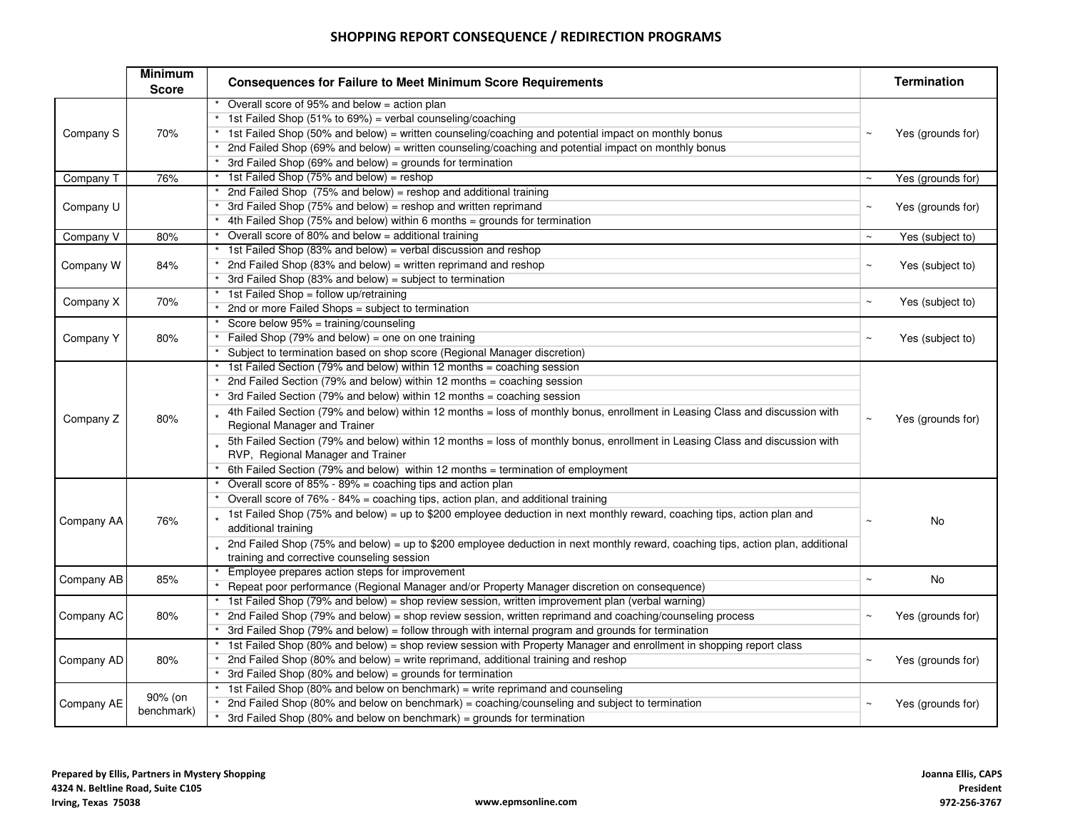# SHOPPING REPORT CONSEQUENCE / REDIRECTION PROGRAMS

| | Minimum Score | Consequences for Failure to Meet Minimum Score Requirements | Termination |
|---|---|---|---|
| Company S | 70% | * Overall score of 95% and below = action plan<br>* 1st Failed Shop (51% to 69%) = verbal counseling/coaching<br>* 1st Failed Shop (50% and below) = written counseling/coaching and potential impact on monthly bonus<br>* 2nd Failed Shop (69% and below) = written counseling/coaching and potential impact on monthly bonus<br>* 3rd Failed Shop (69% and below) = grounds for termination | ~ Yes (grounds for) |
| Company T | 76% | * 1st Failed Shop (75% and below) = reshop | ~ Yes (grounds for) |
| Company U | | * 2nd Failed Shop (75% and below) = reshop and additional training<br>* 3rd Failed Shop (75% and below) = reshop and written reprimand<br>* 4th Failed Shop (75% and below) within 6 months = grounds for termination | ~ Yes (grounds for) |
| Company V | 80% | * Overall score of 80% and below = additional training | ~ Yes (subject to) |
| Company W | 84% | * 1st Failed Shop (83% and below) = verbal discussion and reshop<br>* 2nd Failed Shop (83% and below) = written reprimand and reshop<br>* 3rd Failed Shop (83% and below) = subject to termination | ~ Yes (subject to) |
| Company X | 70% | * 1st Failed Shop = follow up/retraining<br>* 2nd or more Failed Shops = subject to termination | ~ Yes (subject to) |
| Company Y | 80% | * Score below 95% = training/counseling<br>* Failed Shop (79% and below) = one on one training<br>* Subject to termination based on shop score (Regional Manager discretion) | ~ Yes (subject to) |
| Company Z | 80% | * 1st Failed Section (79% and below) within 12 months = coaching session<br>* 2nd Failed Section (79% and below) within 12 months = coaching session<br>* 3rd Failed Section (79% and below) within 12 months = coaching session<br>* 4th Failed Section (79% and below) within 12 months = loss of monthly bonus, enrollment in Leasing Class and discussion with Regional Manager and Trainer<br>* 5th Failed Section (79% and below) within 12 months = loss of monthly bonus, enrollment in Leasing Class and discussion with RVP, Regional Manager and Trainer<br>* 6th Failed Section (79% and below) within 12 months = termination of employment | ~ Yes (grounds for) |
| Company AA | 76% | * Overall score of 85% - 89% = coaching tips and action plan<br>* Overall score of 76% - 84% = coaching tips, action plan, and additional training<br>* 1st Failed Shop (75% and below) = up to $200 employee deduction in next monthly reward, coaching tips, action plan and additional training<br>* 2nd Failed Shop (75% and below) = up to $200 employee deduction in next monthly reward, coaching tips, action plan, additional training and corrective counseling session | ~ No |
| Company AB | 85% | * Employee prepares action steps for improvement<br>* Repeat poor performance (Regional Manager and/or Property Manager discretion on consequence) | ~ No |
| Company AC | 80% | * 1st Failed Shop (79% and below) = shop review session, written improvement plan (verbal warning)<br>* 2nd Failed Shop (79% and below) = shop review session, written reprimand and coaching/counseling process<br>* 3rd Failed Shop (79% and below) = follow through with internal program and grounds for termination | ~ Yes (grounds for) |
| Company AD | 80% | * 1st Failed Shop (80% and below) = shop review session with Property Manager and enrollment in shopping report class<br>* 2nd Failed Shop (80% and below) = write reprimand, additional training and reshop<br>* 3rd Failed Shop (80% and below) = grounds for termination | ~ Yes (grounds for) |
| Company AE | 90% (on benchmark) | * 1st Failed Shop (80% and below on benchmark) = write reprimand and counseling<br>* 2nd Failed Shop (80% and below on benchmark) = coaching/counseling and subject to termination<br>* 3rd Failed Shop (80% and below on benchmark) = grounds for termination | ~ Yes (grounds for) |

**Prepared by Ellis, Partners in Mystery Shopping**
**4324 N. Beltline Road, Suite C105**
**Irving, Texas 75038**

**www.epmsonline.com**

**Joanna Ellis, CAPS**
**President**
**972-256-3767**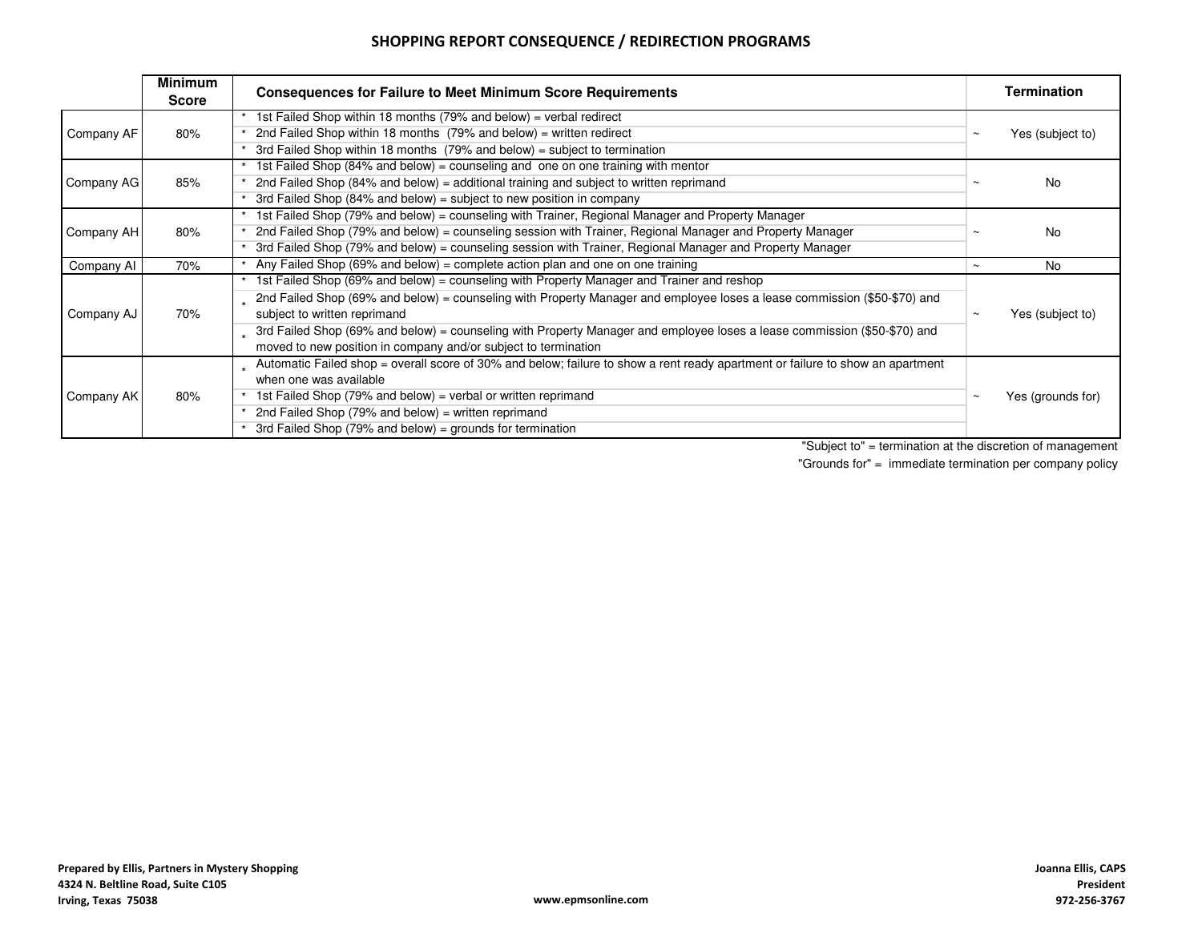# SHOPPING REPORT CONSEQUENCE / REDIRECTION PROGRAMS

| | Minimum Score | Consequences for Failure to Meet Minimum Score Requirements | Termination |
|---|---|---|---|
| Company AF | 80% | * 1st Failed Shop within 18 months (79% and below) = verbal redirect<br>* 2nd Failed Shop within 18 months (79% and below) = written redirect<br>* 3rd Failed Shop within 18 months (79% and below) = subject to termination | ~ Yes (subject to) |
| Company AG | 85% | * 1st Failed Shop (84% and below) = counseling and one on one training with mentor<br>* 2nd Failed Shop (84% and below) = additional training and subject to written reprimand<br>* 3rd Failed Shop (84% and below) = subject to new position in company | ~ No |
| Company AH | 80% | * 1st Failed Shop (79% and below) = counseling with Trainer, Regional Manager and Property Manager<br>* 2nd Failed Shop (79% and below) = counseling session with Trainer, Regional Manager and Property Manager<br>* 3rd Failed Shop (79% and below) = counseling session with Trainer, Regional Manager and Property Manager | ~ No |
| Company AI | 70% | * Any Failed Shop (69% and below) = complete action plan and one on one training | ~ No |
| Company AJ | 70% | * 1st Failed Shop (69% and below) = counseling with Property Manager and Trainer and reshop<br>* 2nd Failed Shop (69% and below) = counseling with Property Manager and employee loses a lease commission ($50-$70) and subject to written reprimand<br>* 3rd Failed Shop (69% and below) = counseling with Property Manager and employee loses a lease commission ($50-$70) and moved to new position in company and/or subject to termination | ~ Yes (subject to) |
| Company AK | 80% | * Automatic Failed shop = overall score of 30% and below; failure to show a rent ready apartment or failure to show an apartment when one was available<br>* 1st Failed Shop (79% and below) = verbal or written reprimand<br>* 2nd Failed Shop (79% and below) = written reprimand<br>* 3rd Failed Shop (79% and below) = grounds for termination | ~ Yes (grounds for) |

"Subject to" = termination at the discretion of management

"Grounds for" = immediate termination per company policy

**Prepared by Ellis, Partners in Mystery Shopping**
**4324 N. Beltline Road, Suite C105**
**Irving, Texas 75038**

**www.epmsonline.com**

**Joanna Ellis, CAPS**
**President**
**972-256-3767**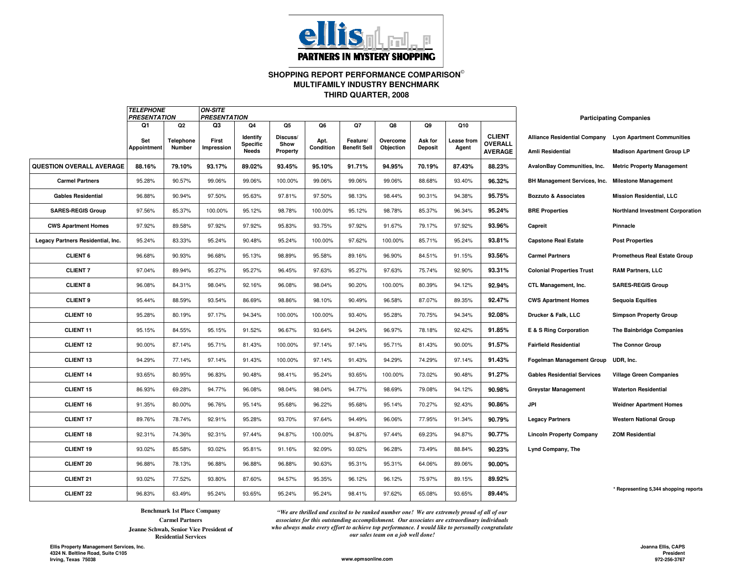**ellis** PARTNERS IN MYSTERY SHOPPING

## SHOPPING REPORT PERFORMANCE COMPARISON©
## MULTIFAMILY INDUSTRY BENCHMARK
## THIRD QUARTER, 2008

| | *TELEPHONE PRESENTATION* | | *ON-SITE PRESENTATION* | | | | | | | | |
|---|---|---|---|---|---|---|---|---|---|---|---|
| | Q1 | Q2 | Q3 | Q4 | Q5 | Q6 | Q7 | Q8 | Q9 | Q10 | |
| | Set Appointment | Telephone Number | First Impression | Identify Specific Needs | Discuss/ Show Property | Apt. Condition | Feature/ Benefit Sell | Overcome Objection | Ask for Deposit | Lease from Agent | CLIENT OVERALL AVERAGE |
| **QUESTION OVERALL AVERAGE** | **88.16%** | **79.10%** | **93.17%** | **89.02%** | **93.45%** | **95.10%** | **91.71%** | **94.95%** | **70.19%** | **87.43%** | **88.23%** |
| **Carmel Partners** | 95.28% | 90.57% | 99.06% | 99.06% | 100.00% | 99.06% | 99.06% | 99.06% | 88.68% | 93.40% | **96.32%** |
| **Gables Residential** | 96.88% | 90.94% | 97.50% | 95.63% | 97.81% | 97.50% | 98.13% | 98.44% | 90.31% | 94.38% | **95.75%** |
| **SARES-REGIS Group** | 97.56% | 85.37% | 100.00% | 95.12% | 98.78% | 100.00% | 95.12% | 98.78% | 85.37% | 96.34% | **95.24%** |
| **CWS Apartment Homes** | 97.92% | 89.58% | 97.92% | 97.92% | 95.83% | 93.75% | 97.92% | 91.67% | 79.17% | 97.92% | **93.96%** |
| **Legacy Partners Residential, Inc.** | 95.24% | 83.33% | 95.24% | 90.48% | 95.24% | 100.00% | 97.62% | 100.00% | 85.71% | 95.24% | **93.81%** |
| **CLIENT 6** | 96.68% | 90.93% | 96.68% | 95.13% | 98.89% | 95.58% | 89.16% | 96.90% | 84.51% | 91.15% | **93.56%** |
| **CLIENT 7** | 97.04% | 89.94% | 95.27% | 95.27% | 96.45% | 97.63% | 95.27% | 97.63% | 75.74% | 92.90% | **93.31%** |
| **CLIENT 8** | 96.08% | 84.31% | 98.04% | 92.16% | 96.08% | 98.04% | 90.20% | 100.00% | 80.39% | 94.12% | **92.94%** |
| **CLIENT 9** | 95.44% | 88.59% | 93.54% | 86.69% | 98.86% | 98.10% | 90.49% | 96.58% | 87.07% | 89.35% | **92.47%** |
| **CLIENT 10** | 95.28% | 80.19% | 97.17% | 94.34% | 100.00% | 100.00% | 93.40% | 95.28% | 70.75% | 94.34% | **92.08%** |
| **CLIENT 11** | 95.15% | 84.55% | 95.15% | 91.52% | 96.67% | 93.64% | 94.24% | 96.97% | 78.18% | 92.42% | **91.85%** |
| **CLIENT 12** | 90.00% | 87.14% | 95.71% | 81.43% | 100.00% | 97.14% | 97.14% | 95.71% | 81.43% | 90.00% | **91.57%** |
| **CLIENT 13** | 94.29% | 77.14% | 97.14% | 91.43% | 100.00% | 97.14% | 91.43% | 94.29% | 74.29% | 97.14% | **91.43%** |
| **CLIENT 14** | 93.65% | 80.95% | 96.83% | 90.48% | 98.41% | 95.24% | 93.65% | 100.00% | 73.02% | 90.48% | **91.27%** |
| **CLIENT 15** | 86.93% | 69.28% | 94.77% | 96.08% | 98.04% | 98.04% | 94.77% | 98.69% | 79.08% | 94.12% | **90.98%** |
| **CLIENT 16** | 91.35% | 80.00% | 96.76% | 95.14% | 95.68% | 96.22% | 95.68% | 95.14% | 70.27% | 92.43% | **90.86%** |
| **CLIENT 17** | 89.76% | 78.74% | 92.91% | 95.28% | 93.70% | 97.64% | 94.49% | 96.06% | 77.95% | 91.34% | **90.79%** |
| **CLIENT 18** | 92.31% | 74.36% | 92.31% | 97.44% | 94.87% | 100.00% | 94.87% | 97.44% | 69.23% | 94.87% | **90.77%** |
| **CLIENT 19** | 93.02% | 85.58% | 93.02% | 95.81% | 91.16% | 92.09% | 93.02% | 96.28% | 73.49% | 88.84% | **90.23%** |
| **CLIENT 20** | 96.88% | 78.13% | 96.88% | 96.88% | 96.88% | 90.63% | 95.31% | 95.31% | 64.06% | 89.06% | **90.00%** |
| **CLIENT 21** | 93.02% | 77.52% | 93.80% | 87.60% | 94.57% | 95.35% | 96.12% | 96.12% | 75.97% | 89.15% | **89.92%** |
| **CLIENT 22** | 96.83% | 63.49% | 95.24% | 93.65% | 95.24% | 95.24% | 98.41% | 97.62% | 65.08% | 93.65% | **89.44%** |

**Participating Companies**

| | |
|---|---|
| **Alliance Residential Company** | **Lyon Apartment Communities** |
| **Amli Residential** | **Madison Apartment Group LP** |
| **AvalonBay Communities, Inc.** | **Metric Property Management** |
| **BH Management Services, Inc.** | **Milestone Management** |
| **Bozzuto & Associates** | **Mission Residential, LLC** |
| **BRE Properties** | **Northland Investment Corporation** |
| **Capreit** | **Pinnacle** |
| **Capstone Real Estate** | **Post Properties** |
| **Carmel Partners** | **Prometheus Real Estate Group** |
| **Colonial Properties Trust** | **RAM Partners, LLC** |
| **CTL Management, Inc.** | **SARES•REGIS Group** |
| **CWS Apartment Homes** | **Sequoia Equities** |
| **Drucker & Falk, LLC** | **Simpson Property Group** |
| **E & S Ring Corporation** | **The Bainbridge Companies** |
| **Fairfield Residential** | **The Connor Group** |
| **Fogelman Management Group** | **UDR, Inc.** |
| **Gables Residential Services** | **Village Green Companies** |
| **Greystar Management** | **Waterton Residential** |
| **JPI** | **Weidner Apartment Homes** |
| **Legacy Partners** | **Western National Group** |
| **Lincoln Property Company** | **ZOM Residential** |
| **Lynd Company, The** | |

\* Representing 5,344 shopping reports

**Benchmark 1st Place Company**
**Carmel Partners**
**Jeanne Schwab, Senior Vice President of Residential Services**

***"We are thrilled and excited to be ranked number one! We are extremely proud of all of our associates for this outstanding accomplishment. Our associates are extraordinary individuals who always make every effort to achieve top performance. I would like to personally congratulate our sales team on a job well done!***

**Ellis Property Management Services, Inc.**
**4324 N. Beltline Road, Suite C105**
**Irving, Texas 75038**

**www.epmsonline.com**

**Joanna Ellis, CAPS**
**President**
**972-256-3767**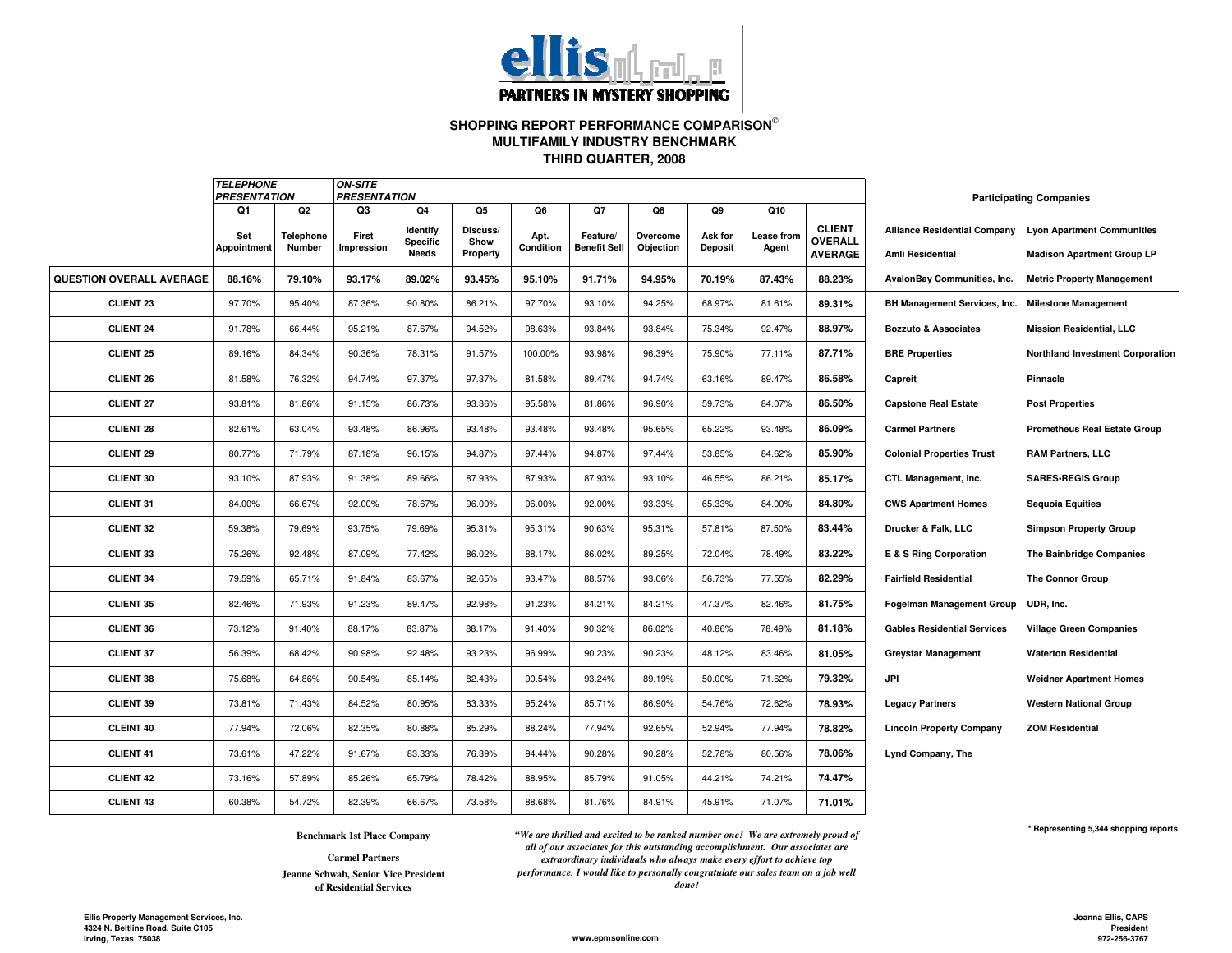**ellis PARTNERS IN MYSTERY SHOPPING**

### SHOPPING REPORT PERFORMANCE COMPARISON©
### MULTIFAMILY INDUSTRY BENCHMARK
### THIRD QUARTER, 2008

| | *TELEPHONE PRESENTATION* | | *ON-SITE PRESENTATION* | | | | | | | | |
|---|---|---|---|---|---|---|---|---|---|---|---|
| | Q1 | Q2 | Q3 | Q4 | Q5 | Q6 | Q7 | Q8 | Q9 | Q10 | |
| | Set Appointment | Telephone Number | First Impression | Identify Specific Needs | Discuss/ Show Property | Apt. Condition | Feature/ Benefit Sell | Overcome Objection | Ask for Deposit | Lease from Agent | CLIENT OVERALL AVERAGE |
| **QUESTION OVERALL AVERAGE** | **88.16%** | **79.10%** | **93.17%** | **89.02%** | **93.45%** | **95.10%** | **91.71%** | **94.95%** | **70.19%** | **87.43%** | **88.23%** |
| **CLIENT 23** | 97.70% | 95.40% | 87.36% | 90.80% | 86.21% | 97.70% | 93.10% | 94.25% | 68.97% | 81.61% | **89.31%** |
| **CLIENT 24** | 91.78% | 66.44% | 95.21% | 87.67% | 94.52% | 98.63% | 93.84% | 93.84% | 75.34% | 92.47% | **88.97%** |
| **CLIENT 25** | 89.16% | 84.34% | 90.36% | 78.31% | 91.57% | 100.00% | 93.98% | 96.39% | 75.90% | 77.11% | **87.71%** |
| **CLIENT 26** | 81.58% | 76.32% | 94.74% | 97.37% | 97.37% | 81.58% | 89.47% | 94.74% | 63.16% | 89.47% | **86.58%** |
| **CLIENT 27** | 93.81% | 81.86% | 91.15% | 86.73% | 93.36% | 95.58% | 81.86% | 96.90% | 59.73% | 84.07% | **86.50%** |
| **CLIENT 28** | 82.61% | 63.04% | 93.48% | 86.96% | 93.48% | 93.48% | 93.48% | 95.65% | 65.22% | 93.48% | **86.09%** |
| **CLIENT 29** | 80.77% | 71.79% | 87.18% | 96.15% | 94.87% | 97.44% | 94.87% | 97.44% | 53.85% | 84.62% | **85.90%** |
| **CLIENT 30** | 93.10% | 87.93% | 91.38% | 89.66% | 87.93% | 87.93% | 87.93% | 93.10% | 46.55% | 86.21% | **85.17%** |
| **CLIENT 31** | 84.00% | 66.67% | 92.00% | 78.67% | 96.00% | 96.00% | 92.00% | 93.33% | 65.33% | 84.00% | **84.80%** |
| **CLIENT 32** | 59.38% | 79.69% | 93.75% | 79.69% | 95.31% | 95.31% | 90.63% | 95.31% | 57.81% | 87.50% | **83.44%** |
| **CLIENT 33** | 75.26% | 92.48% | 87.09% | 77.42% | 86.02% | 88.17% | 86.02% | 89.25% | 72.04% | 78.49% | **83.22%** |
| **CLIENT 34** | 79.59% | 65.71% | 91.84% | 83.67% | 92.65% | 93.47% | 88.57% | 93.06% | 56.73% | 77.55% | **82.29%** |
| **CLIENT 35** | 82.46% | 71.93% | 91.23% | 89.47% | 92.98% | 91.23% | 84.21% | 84.21% | 47.37% | 82.46% | **81.75%** |
| **CLIENT 36** | 73.12% | 91.40% | 88.17% | 83.87% | 88.17% | 91.40% | 90.32% | 86.02% | 40.86% | 78.49% | **81.18%** |
| **CLIENT 37** | 56.39% | 68.42% | 90.98% | 92.48% | 93.23% | 96.99% | 90.23% | 90.23% | 48.12% | 83.46% | **81.05%** |
| **CLIENT 38** | 75.68% | 64.86% | 90.54% | 85.14% | 82.43% | 90.54% | 93.24% | 89.19% | 50.00% | 71.62% | **79.32%** |
| **CLIENT 39** | 73.81% | 71.43% | 84.52% | 80.95% | 83.33% | 95.24% | 85.71% | 86.90% | 54.76% | 72.62% | **78.93%** |
| **CLEINT 40** | 77.94% | 72.06% | 82.35% | 80.88% | 85.29% | 88.24% | 77.94% | 92.65% | 52.94% | 77.94% | **78.82%** |
| **CLIENT 41** | 73.61% | 47.22% | 91.67% | 83.33% | 76.39% | 94.44% | 90.28% | 90.28% | 52.78% | 80.56% | **78.06%** |
| **CLIENT 42** | 73.16% | 57.89% | 85.26% | 65.79% | 78.42% | 88.95% | 85.79% | 91.05% | 44.21% | 74.21% | **74.47%** |
| **CLIENT 43** | 60.38% | 54.72% | 82.39% | 66.67% | 73.58% | 88.68% | 81.76% | 84.91% | 45.91% | 71.07% | **71.01%** |

**Participating Companies**

| | |
|---|---|
| **Alliance Residential Company** | **Lyon Apartment Communities** |
| **Amli Residential** | **Madison Apartment Group LP** |
| **AvalonBay Communities, Inc.** | **Metric Property Management** |
| **BH Management Services, Inc.** | **Milestone Management** |
| **Bozzuto & Associates** | **Mission Residential, LLC** |
| **BRE Properties** | **Northland Investment Corporation** |
| **Capreit** | **Pinnacle** |
| **Capstone Real Estate** | **Post Properties** |
| **Carmel Partners** | **Prometheus Real Estate Group** |
| **Colonial Properties Trust** | **RAM Partners, LLC** |
| **CTL Management, Inc.** | **SARES•REGIS Group** |
| **CWS Apartment Homes** | **Sequoia Equities** |
| **Drucker & Falk, LLC** | **Simpson Property Group** |
| **E & S Ring Corporation** | **The Bainbridge Companies** |
| **Fairfield Residential** | **The Connor Group** |
| **Fogelman Management Group** | **UDR, Inc.** |
| **Gables Residential Services** | **Village Green Companies** |
| **Greystar Management** | **Waterton Residential** |
| **JPI** | **Weidner Apartment Homes** |
| **Legacy Partners** | **Western National Group** |
| **Lincoln Property Company** | **ZOM Residential** |
| **Lynd Company, The** | |

\* Representing 5,344 shopping reports

**Benchmark 1st Place Company**

**Carmel Partners**
**Jeanne Schwab, Senior Vice President of Residential Services**

*"We are thrilled and excited to be ranked number one! We are extremely proud of all of our associates for this outstanding accomplishment. Our associates are extraordinary individuals who always make every effort to achieve top performance. I would like to personally congratulate our sales team on a job well done!"*

**Ellis Property Management Services, Inc.**
**4324 N. Beltline Road, Suite C105**
**Irving, Texas 75038**

www.epmsonline.com

**Joanna Ellis, CAPS**
**President**
**972-256-3767**